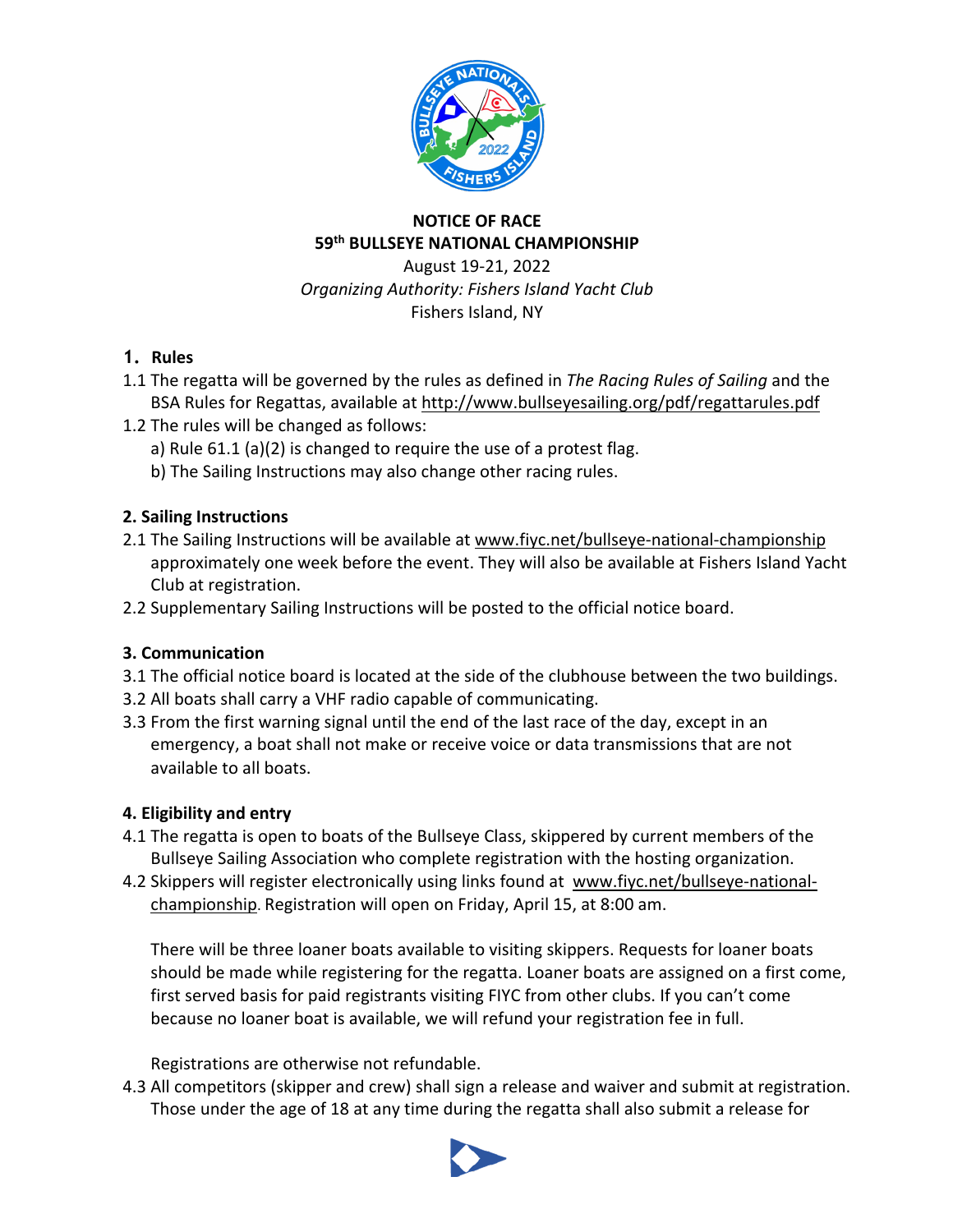**NOTICE OF RACE**
**59th BULLSEYE NATIONAL CHAMPIONSHIP**
August 19-21, 2022
*Organizing Authority: Fishers Island Yacht Club*
Fishers Island, NY

## 1. Rules

1.1 The regatta will be governed by the rules as defined in *The Racing Rules of Sailing* and the BSA Rules for Regattas, available at http://www.bullseyesailing.org/pdf/regattarules.pdf

1.2 The rules will be changed as follows:

- a) Rule 61.1 (a)(2) is changed to require the use of a protest flag.
- b) The Sailing Instructions may also change other racing rules.

## 2. Sailing Instructions

2.1 The Sailing Instructions will be available at www.fiyc.net/bullseye-national-championship approximately one week before the event. They will also be available at Fishers Island Yacht Club at registration.

2.2 Supplementary Sailing Instructions will be posted to the official notice board.

## 3. Communication

3.1 The official notice board is located at the side of the clubhouse between the two buildings.

3.2 All boats shall carry a VHF radio capable of communicating.

3.3 From the first warning signal until the end of the last race of the day, except in an emergency, a boat shall not make or receive voice or data transmissions that are not available to all boats.

## 4. Eligibility and entry

4.1 The regatta is open to boats of the Bullseye Class, skippered by current members of the Bullseye Sailing Association who complete registration with the hosting organization.

4.2 Skippers will register electronically using links found at www.fiyc.net/bullseye-national-championship. Registration will open on Friday, April 15, at 8:00 am.

There will be three loaner boats available to visiting skippers. Requests for loaner boats should be made while registering for the regatta. Loaner boats are assigned on a first come, first served basis for paid registrants visiting FIYC from other clubs. If you can't come because no loaner boat is available, we will refund your registration fee in full.

Registrations are otherwise not refundable.

4.3 All competitors (skipper and crew) shall sign a release and waiver and submit at registration. Those under the age of 18 at any time during the regatta shall also submit a release for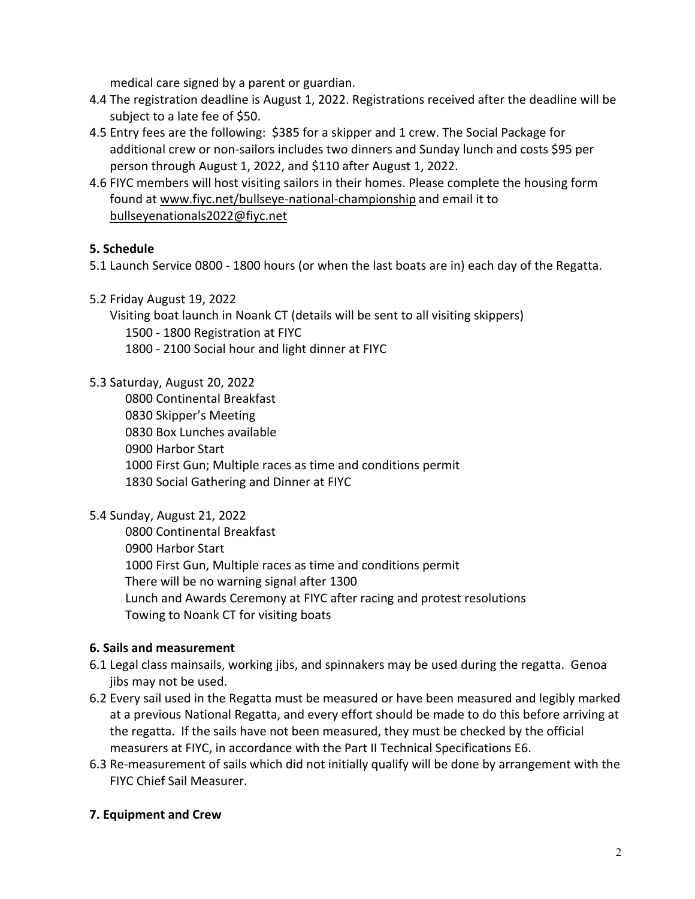medical care signed by a parent or guardian.

4.4 The registration deadline is August 1, 2022. Registrations received after the deadline will be subject to a late fee of $50.

4.5 Entry fees are the following: $385 for a skipper and 1 crew. The Social Package for additional crew or non-sailors includes two dinners and Sunday lunch and costs $95 per person through August 1, 2022, and $110 after August 1, 2022.

4.6 FIYC members will host visiting sailors in their homes. Please complete the housing form found at www.fiyc.net/bullseye-national-championship and email it to bullseyenationals2022@fiyc.net

## 5. Schedule

5.1 Launch Service 0800 - 1800 hours (or when the last boats are in) each day of the Regatta.

5.2 Friday August 19, 2022

Visiting boat launch in Noank CT (details will be sent to all visiting skippers)

- 1500 - 1800 Registration at FIYC
- 1800 - 2100 Social hour and light dinner at FIYC

5.3 Saturday, August 20, 2022

- 0800 Continental Breakfast
- 0830 Skipper's Meeting
- 0830 Box Lunches available
- 0900 Harbor Start
- 1000 First Gun; Multiple races as time and conditions permit
- 1830 Social Gathering and Dinner at FIYC

5.4 Sunday, August 21, 2022

- 0800 Continental Breakfast
- 0900 Harbor Start
- 1000 First Gun, Multiple races as time and conditions permit
- There will be no warning signal after 1300
- Lunch and Awards Ceremony at FIYC after racing and protest resolutions
- Towing to Noank CT for visiting boats

## 6. Sails and measurement

6.1 Legal class mainsails, working jibs, and spinnakers may be used during the regatta. Genoa jibs may not be used.

6.2 Every sail used in the Regatta must be measured or have been measured and legibly marked at a previous National Regatta, and every effort should be made to do this before arriving at the regatta. If the sails have not been measured, they must be checked by the official measurers at FIYC, in accordance with the Part II Technical Specifications E6.

6.3 Re-measurement of sails which did not initially qualify will be done by arrangement with the FIYC Chief Sail Measurer.

## 7. Equipment and Crew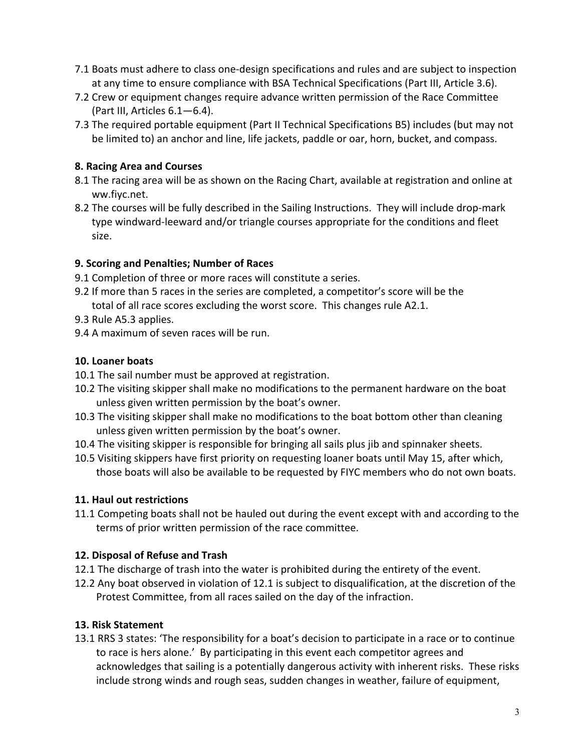7.1 Boats must adhere to class one-design specifications and rules and are subject to inspection at any time to ensure compliance with BSA Technical Specifications (Part III, Article 3.6).

7.2 Crew or equipment changes require advance written permission of the Race Committee (Part III, Articles 6.1—6.4).

7.3 The required portable equipment (Part II Technical Specifications B5) includes (but may not be limited to) an anchor and line, life jackets, paddle or oar, horn, bucket, and compass.

**8. Racing Area and Courses**

8.1 The racing area will be as shown on the Racing Chart, available at registration and online at ww.fiyc.net.

8.2 The courses will be fully described in the Sailing Instructions. They will include drop-mark type windward-leeward and/or triangle courses appropriate for the conditions and fleet size.

**9. Scoring and Penalties; Number of Races**

9.1 Completion of three or more races will constitute a series.

9.2 If more than 5 races in the series are completed, a competitor's score will be the total of all race scores excluding the worst score. This changes rule A2.1.

9.3 Rule A5.3 applies.

9.4 A maximum of seven races will be run.

**10. Loaner boats**

10.1 The sail number must be approved at registration.

10.2 The visiting skipper shall make no modifications to the permanent hardware on the boat unless given written permission by the boat's owner.

10.3 The visiting skipper shall make no modifications to the boat bottom other than cleaning unless given written permission by the boat's owner.

10.4 The visiting skipper is responsible for bringing all sails plus jib and spinnaker sheets.

10.5 Visiting skippers have first priority on requesting loaner boats until May 15, after which, those boats will also be available to be requested by FIYC members who do not own boats.

**11. Haul out restrictions**

11.1 Competing boats shall not be hauled out during the event except with and according to the terms of prior written permission of the race committee.

**12. Disposal of Refuse and Trash**

12.1 The discharge of trash into the water is prohibited during the entirety of the event.

12.2 Any boat observed in violation of 12.1 is subject to disqualification, at the discretion of the Protest Committee, from all races sailed on the day of the infraction.

**13. Risk Statement**

13.1 RRS 3 states: 'The responsibility for a boat's decision to participate in a race or to continue to race is hers alone.' By participating in this event each competitor agrees and acknowledges that sailing is a potentially dangerous activity with inherent risks. These risks include strong winds and rough seas, sudden changes in weather, failure of equipment,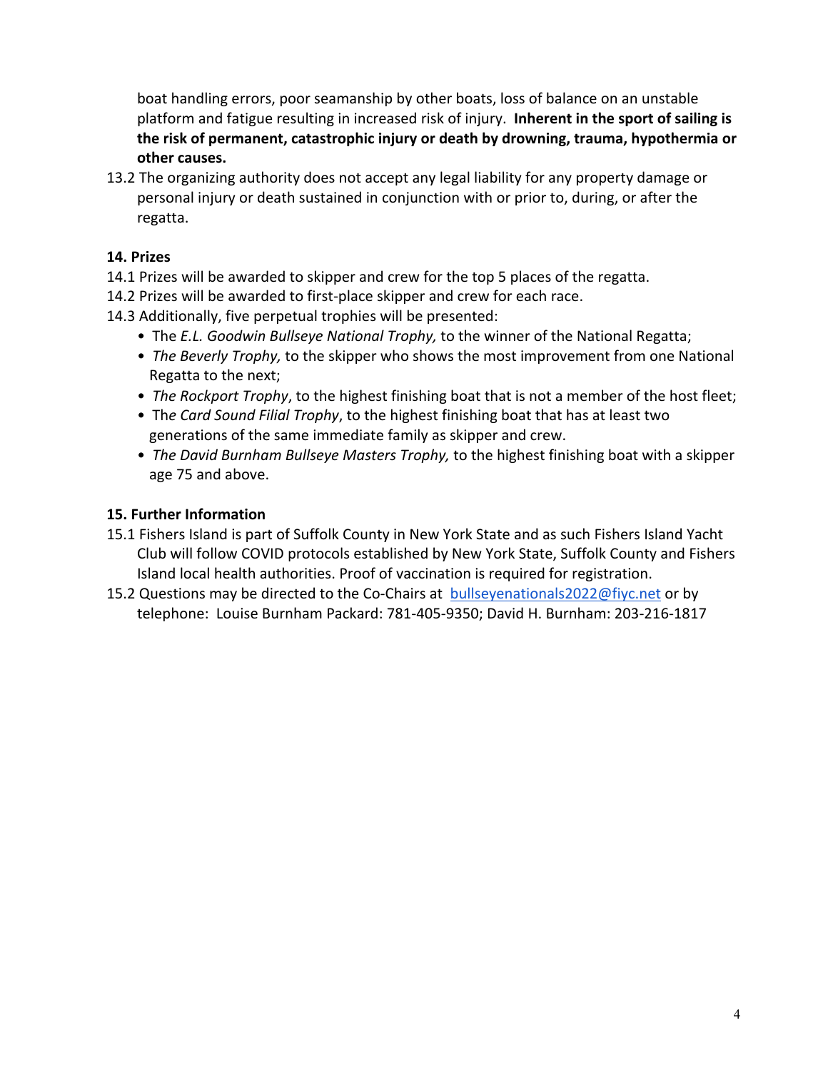boat handling errors, poor seamanship by other boats, loss of balance on an unstable platform and fatigue resulting in increased risk of injury. **Inherent in the sport of sailing is the risk of permanent, catastrophic injury or death by drowning, trauma, hypothermia or other causes.**

13.2 The organizing authority does not accept any legal liability for any property damage or personal injury or death sustained in conjunction with or prior to, during, or after the regatta.

### 14. Prizes

14.1 Prizes will be awarded to skipper and crew for the top 5 places of the regatta.
14.2 Prizes will be awarded to first-place skipper and crew for each race.
14.3 Additionally, five perpetual trophies will be presented:

- The *E.L. Goodwin Bullseye National Trophy,* to the winner of the National Regatta;
- *The Beverly Trophy,* to the skipper who shows the most improvement from one National Regatta to the next;
- *The Rockport Trophy*, to the highest finishing boat that is not a member of the host fleet;
- Th*e Card Sound Filial Trophy*, to the highest finishing boat that has at least two generations of the same immediate family as skipper and crew.
- *The David Burnham Bullseye Masters Trophy,* to the highest finishing boat with a skipper age 75 and above.

### 15. Further Information

15.1 Fishers Island is part of Suffolk County in New York State and as such Fishers Island Yacht Club will follow COVID protocols established by New York State, Suffolk County and Fishers Island local health authorities. Proof of vaccination is required for registration.

15.2 Questions may be directed to the Co-Chairs at bullseyenationals2022@fiyc.net or by telephone: Louise Burnham Packard: 781-405-9350; David H. Burnham: 203-216-1817